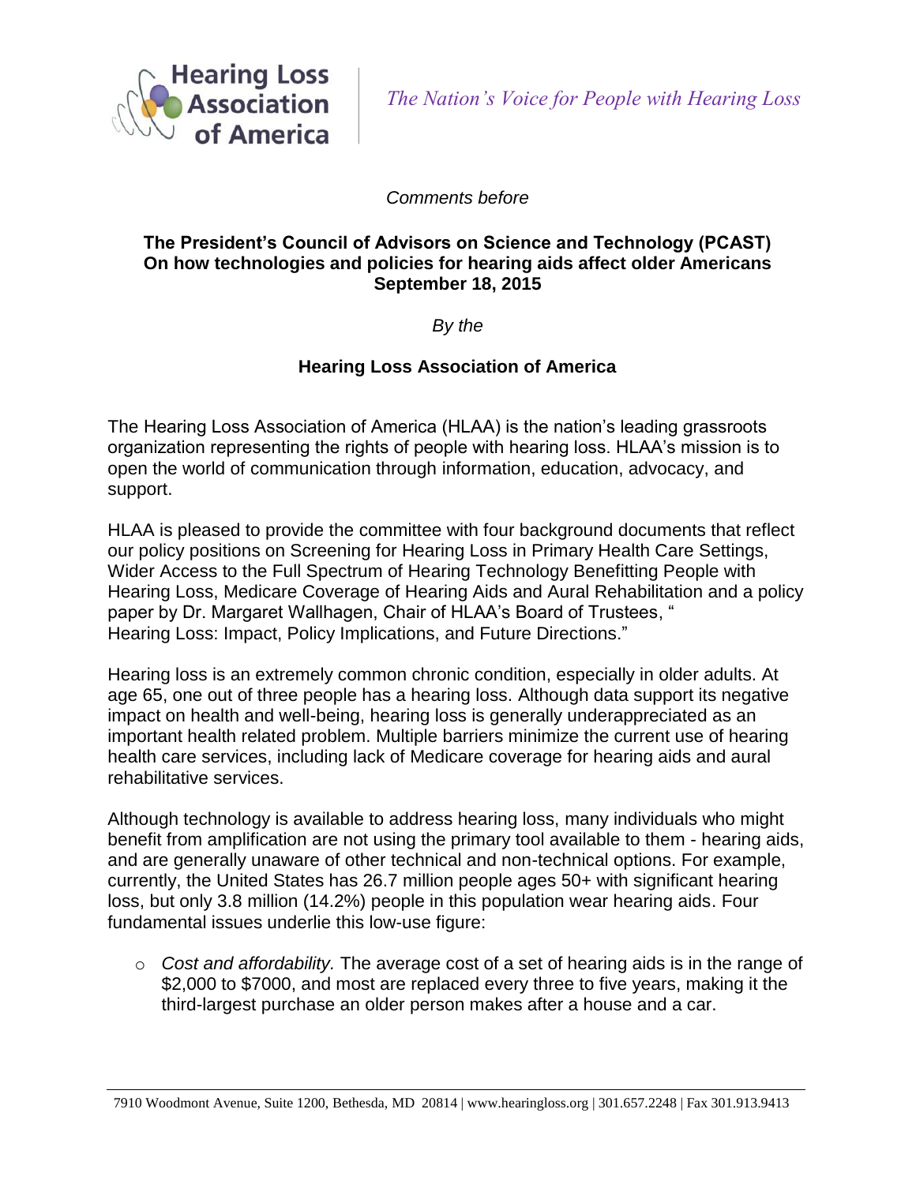**Hearing Loss Association of America**

*The Nation's Voice for People with Hearing Loss*

*Comments before*

**The President's Council of Advisors on Science and Technology (PCAST)**
**On how technologies and policies for hearing aids affect older Americans**
**September 18, 2015**

*By the*

**Hearing Loss Association of America**

The Hearing Loss Association of America (HLAA) is the nation's leading grassroots organization representing the rights of people with hearing loss. HLAA's mission is to open the world of communication through information, education, advocacy, and support.

HLAA is pleased to provide the committee with four background documents that reflect our policy positions on Screening for Hearing Loss in Primary Health Care Settings, Wider Access to the Full Spectrum of Hearing Technology Benefitting People with Hearing Loss, Medicare Coverage of Hearing Aids and Aural Rehabilitation and a policy paper by Dr. Margaret Wallhagen, Chair of HLAA's Board of Trustees, " Hearing Loss: Impact, Policy Implications, and Future Directions."

Hearing loss is an extremely common chronic condition, especially in older adults. At age 65, one out of three people has a hearing loss. Although data support its negative impact on health and well-being, hearing loss is generally underappreciated as an important health related problem. Multiple barriers minimize the current use of hearing health care services, including lack of Medicare coverage for hearing aids and aural rehabilitative services.

Although technology is available to address hearing loss, many individuals who might benefit from amplification are not using the primary tool available to them - hearing aids, and are generally unaware of other technical and non-technical options. For example, currently, the United States has 26.7 million people ages 50+ with significant hearing loss, but only 3.8 million (14.2%) people in this population wear hearing aids. Four fundamental issues underlie this low-use figure:

- *Cost and affordability.* The average cost of a set of hearing aids is in the range of $2,000 to $7000, and most are replaced every three to five years, making it the third-largest purchase an older person makes after a house and a car.

7910 Woodmont Avenue, Suite 1200, Bethesda, MD 20814 | www.hearingloss.org | 301.657.2248 | Fax 301.913.9413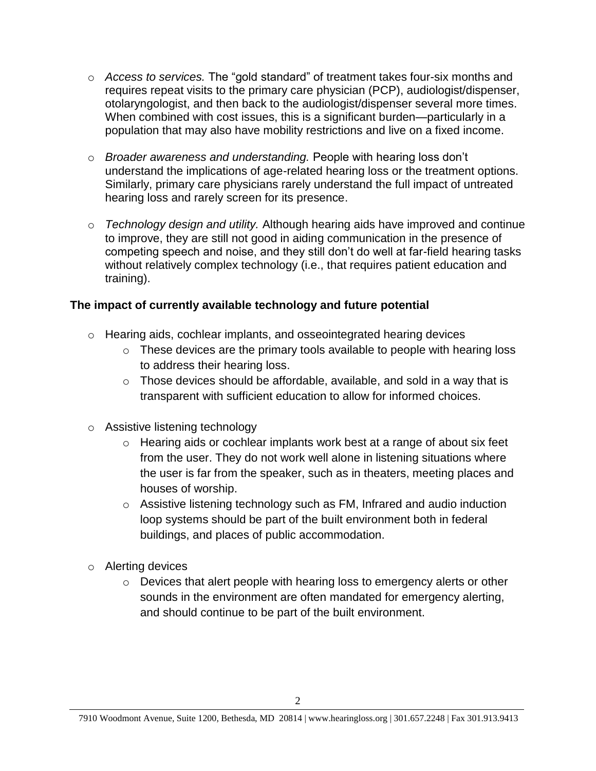- *Access to services.* The "gold standard" of treatment takes four-six months and requires repeat visits to the primary care physician (PCP), audiologist/dispenser, otolaryngologist, and then back to the audiologist/dispenser several more times. When combined with cost issues, this is a significant burden—particularly in a population that may also have mobility restrictions and live on a fixed income.

- *Broader awareness and understanding.* People with hearing loss don't understand the implications of age-related hearing loss or the treatment options. Similarly, primary care physicians rarely understand the full impact of untreated hearing loss and rarely screen for its presence.

- *Technology design and utility.* Although hearing aids have improved and continue to improve, they are still not good in aiding communication in the presence of competing speech and noise, and they still don't do well at far-field hearing tasks without relatively complex technology (i.e., that requires patient education and training).

**The impact of currently available technology and future potential**

- Hearing aids, cochlear implants, and osseointegrated hearing devices
  - These devices are the primary tools available to people with hearing loss to address their hearing loss.
  - Those devices should be affordable, available, and sold in a way that is transparent with sufficient education to allow for informed choices.

- Assistive listening technology
  - Hearing aids or cochlear implants work best at a range of about six feet from the user. They do not work well alone in listening situations where the user is far from the speaker, such as in theaters, meeting places and houses of worship.
  - Assistive listening technology such as FM, Infrared and audio induction loop systems should be part of the built environment both in federal buildings, and places of public accommodation.

- Alerting devices
  - Devices that alert people with hearing loss to emergency alerts or other sounds in the environment are often mandated for emergency alerting, and should continue to be part of the built environment.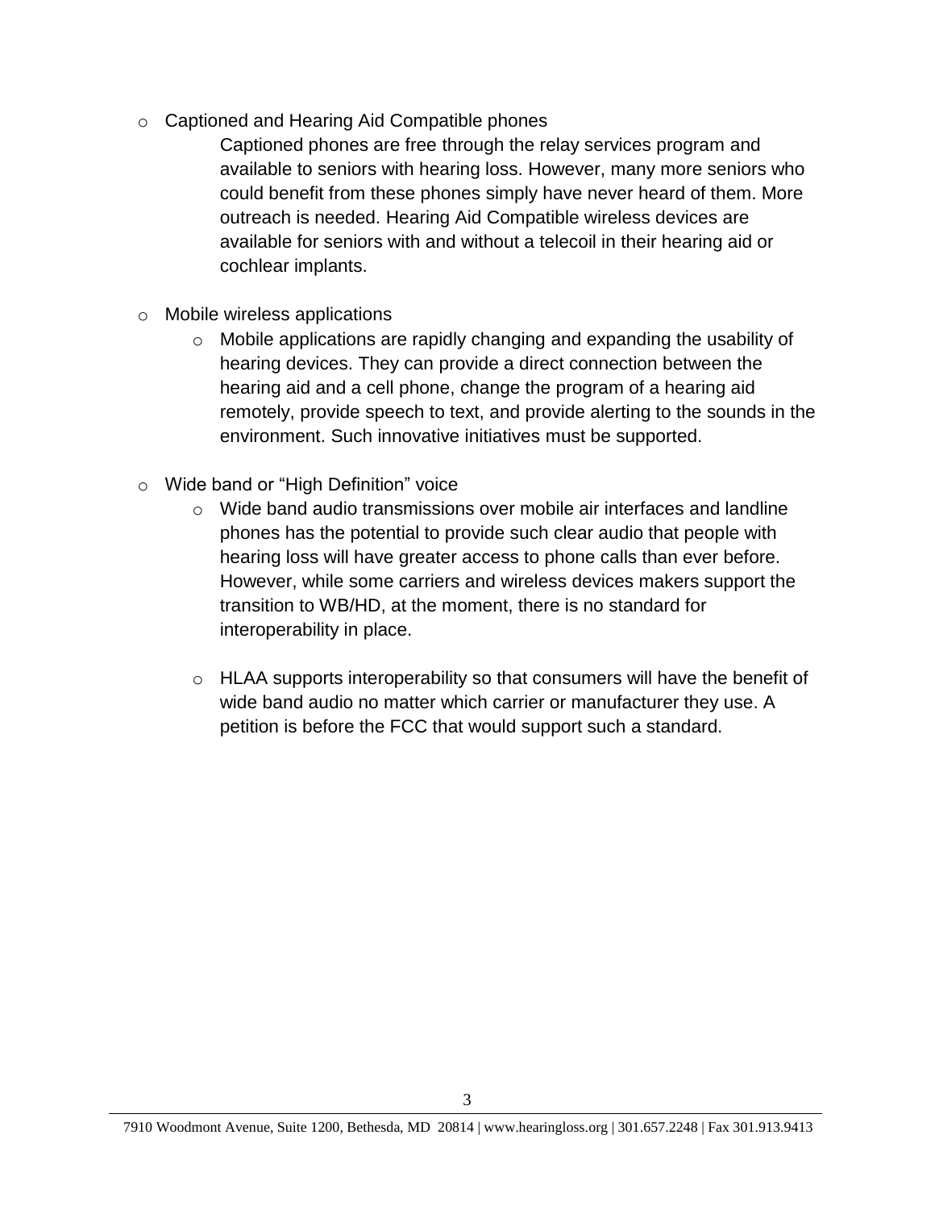- Captioned and Hearing Aid Compatible phones

  Captioned phones are free through the relay services program and available to seniors with hearing loss. However, many more seniors who could benefit from these phones simply have never heard of them. More outreach is needed. Hearing Aid Compatible wireless devices are available for seniors with and without a telecoil in their hearing aid or cochlear implants.

- Mobile wireless applications
  - Mobile applications are rapidly changing and expanding the usability of hearing devices. They can provide a direct connection between the hearing aid and a cell phone, change the program of a hearing aid remotely, provide speech to text, and provide alerting to the sounds in the environment. Such innovative initiatives must be supported.

- Wide band or "High Definition" voice
  - Wide band audio transmissions over mobile air interfaces and landline phones has the potential to provide such clear audio that people with hearing loss will have greater access to phone calls than ever before. However, while some carriers and wireless devices makers support the transition to WB/HD, at the moment, there is no standard for interoperability in place.

  - HLAA supports interoperability so that consumers will have the benefit of wide band audio no matter which carrier or manufacturer they use. A petition is before the FCC that would support such a standard.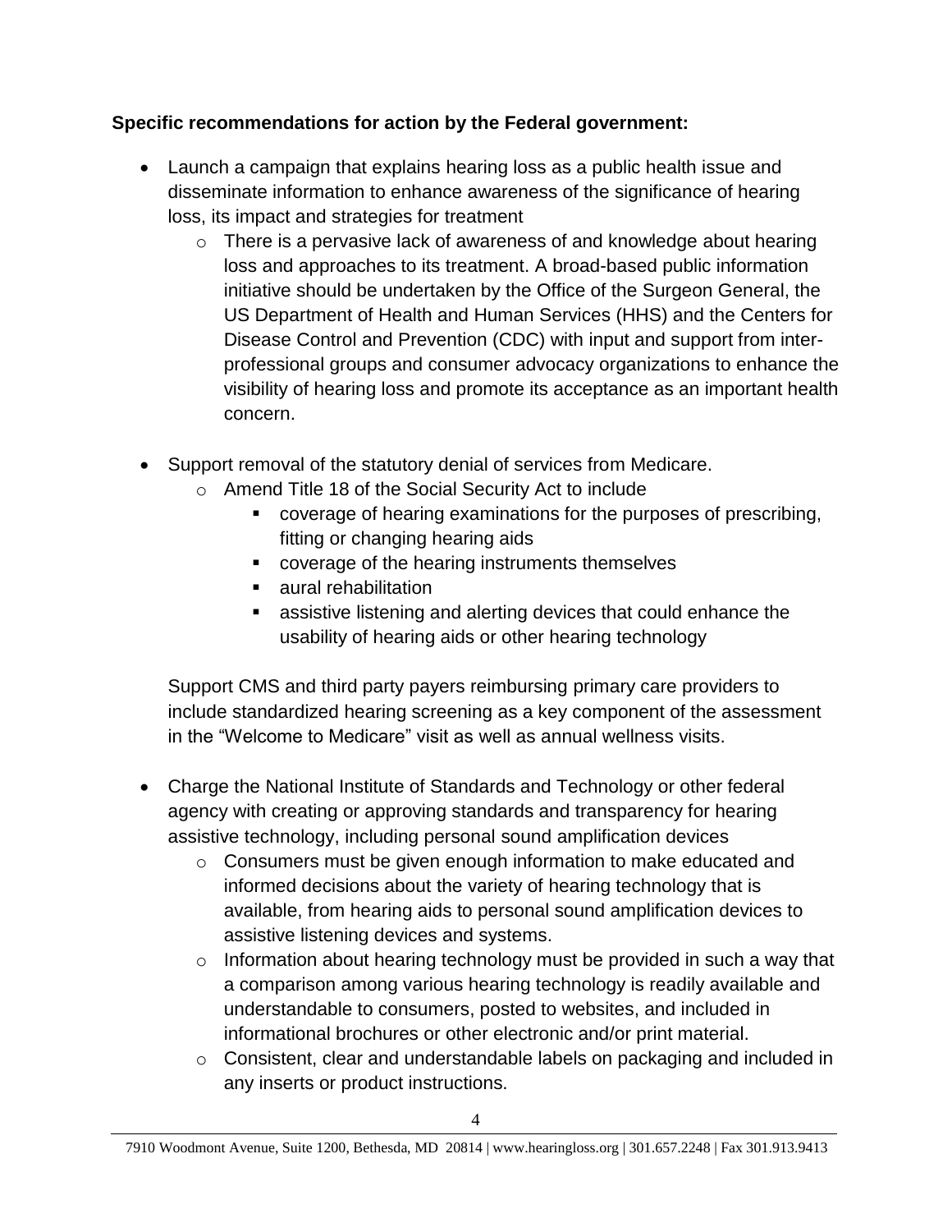**Specific recommendations for action by the Federal government:**

- Launch a campaign that explains hearing loss as a public health issue and disseminate information to enhance awareness of the significance of hearing loss, its impact and strategies for treatment
  - There is a pervasive lack of awareness of and knowledge about hearing loss and approaches to its treatment. A broad-based public information initiative should be undertaken by the Office of the Surgeon General, the US Department of Health and Human Services (HHS) and the Centers for Disease Control and Prevention (CDC) with input and support from inter-professional groups and consumer advocacy organizations to enhance the visibility of hearing loss and promote its acceptance as an important health concern.

- Support removal of the statutory denial of services from Medicare.
  - Amend Title 18 of the Social Security Act to include
    - coverage of hearing examinations for the purposes of prescribing, fitting or changing hearing aids
    - coverage of the hearing instruments themselves
    - aural rehabilitation
    - assistive listening and alerting devices that could enhance the usability of hearing aids or other hearing technology

  Support CMS and third party payers reimbursing primary care providers to include standardized hearing screening as a key component of the assessment in the "Welcome to Medicare" visit as well as annual wellness visits.

- Charge the National Institute of Standards and Technology or other federal agency with creating or approving standards and transparency for hearing assistive technology, including personal sound amplification devices
  - Consumers must be given enough information to make educated and informed decisions about the variety of hearing technology that is available, from hearing aids to personal sound amplification devices to assistive listening devices and systems.
  - Information about hearing technology must be provided in such a way that a comparison among various hearing technology is readily available and understandable to consumers, posted to websites, and included in informational brochures or other electronic and/or print material.
  - Consistent, clear and understandable labels on packaging and included in any inserts or product instructions.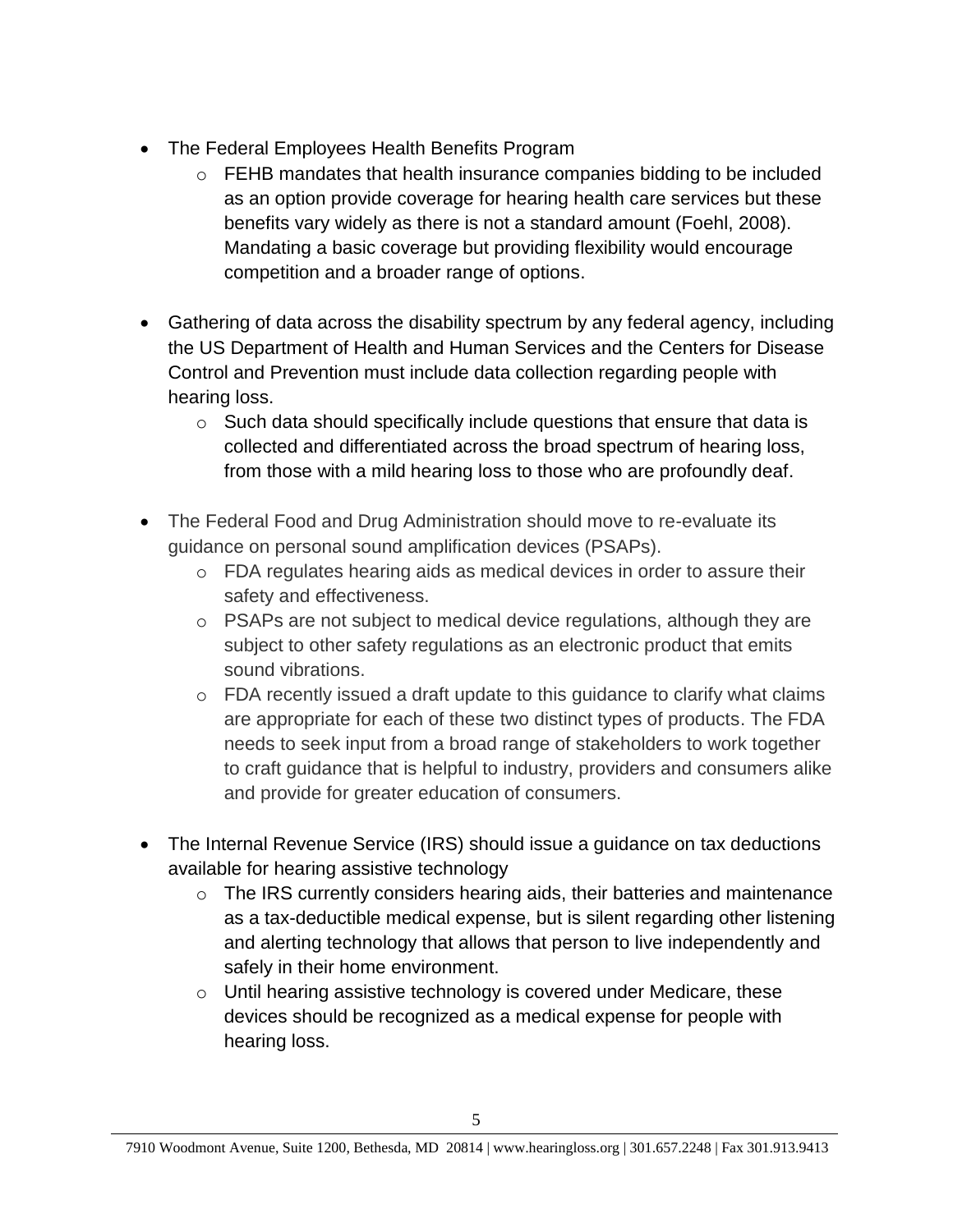- The Federal Employees Health Benefits Program
  - FEHB mandates that health insurance companies bidding to be included as an option provide coverage for hearing health care services but these benefits vary widely as there is not a standard amount (Foehl, 2008). Mandating a basic coverage but providing flexibility would encourage competition and a broader range of options.

- Gathering of data across the disability spectrum by any federal agency, including the US Department of Health and Human Services and the Centers for Disease Control and Prevention must include data collection regarding people with hearing loss.
  - Such data should specifically include questions that ensure that data is collected and differentiated across the broad spectrum of hearing loss, from those with a mild hearing loss to those who are profoundly deaf.

- The Federal Food and Drug Administration should move to re-evaluate its guidance on personal sound amplification devices (PSAPs).
  - FDA regulates hearing aids as medical devices in order to assure their safety and effectiveness.
  - PSAPs are not subject to medical device regulations, although they are subject to other safety regulations as an electronic product that emits sound vibrations.
  - FDA recently issued a draft update to this guidance to clarify what claims are appropriate for each of these two distinct types of products. The FDA needs to seek input from a broad range of stakeholders to work together to craft guidance that is helpful to industry, providers and consumers alike and provide for greater education of consumers.

- The Internal Revenue Service (IRS) should issue a guidance on tax deductions available for hearing assistive technology
  - The IRS currently considers hearing aids, their batteries and maintenance as a tax-deductible medical expense, but is silent regarding other listening and alerting technology that allows that person to live independently and safely in their home environment.
  - Until hearing assistive technology is covered under Medicare, these devices should be recognized as a medical expense for people with hearing loss.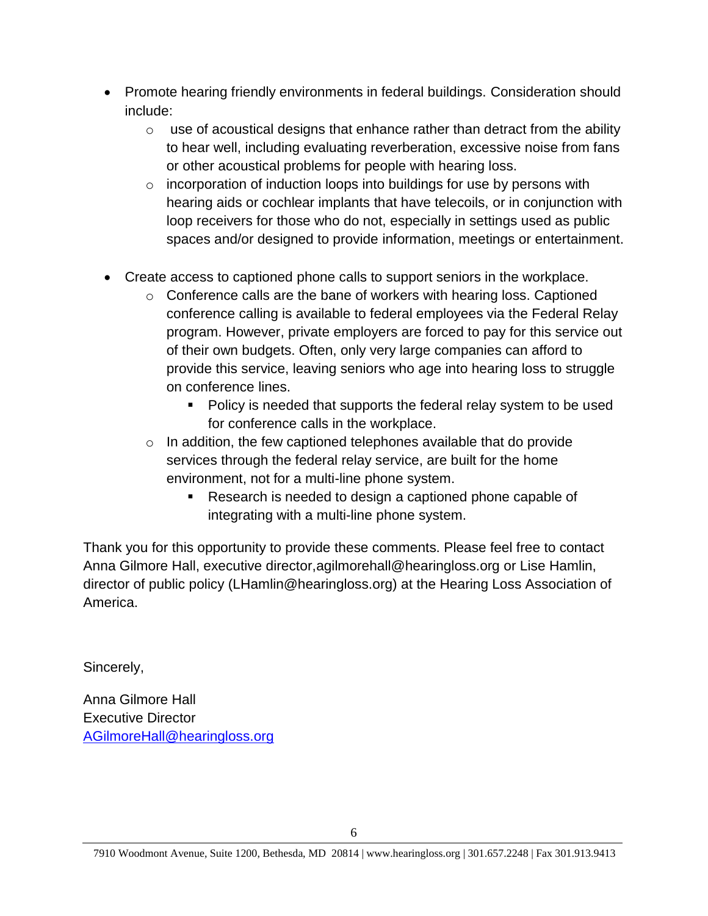- Promote hearing friendly environments in federal buildings. Consideration should include:
    - use of acoustical designs that enhance rather than detract from the ability to hear well, including evaluating reverberation, excessive noise from fans or other acoustical problems for people with hearing loss.
    - incorporation of induction loops into buildings for use by persons with hearing aids or cochlear implants that have telecoils, or in conjunction with loop receivers for those who do not, especially in settings used as public spaces and/or designed to provide information, meetings or entertainment.

- Create access to captioned phone calls to support seniors in the workplace.
    - Conference calls are the bane of workers with hearing loss. Captioned conference calling is available to federal employees via the Federal Relay program. However, private employers are forced to pay for this service out of their own budgets. Often, only very large companies can afford to provide this service, leaving seniors who age into hearing loss to struggle on conference lines.
        - Policy is needed that supports the federal relay system to be used for conference calls in the workplace.
    - In addition, the few captioned telephones available that do provide services through the federal relay service, are built for the home environment, not for a multi-line phone system.
        - Research is needed to design a captioned phone capable of integrating with a multi-line phone system.

Thank you for this opportunity to provide these comments. Please feel free to contact Anna Gilmore Hall, executive director,agilmorehall@hearingloss.org or Lise Hamlin, director of public policy (LHamlin@hearingloss.org) at the Hearing Loss Association of America.

Sincerely,

Anna Gilmore Hall
Executive Director
AGilmoreHall@hearingloss.org

7910 Woodmont Avenue, Suite 1200, Bethesda, MD 20814 | www.hearingloss.org | 301.657.2248 | Fax 301.913.9413